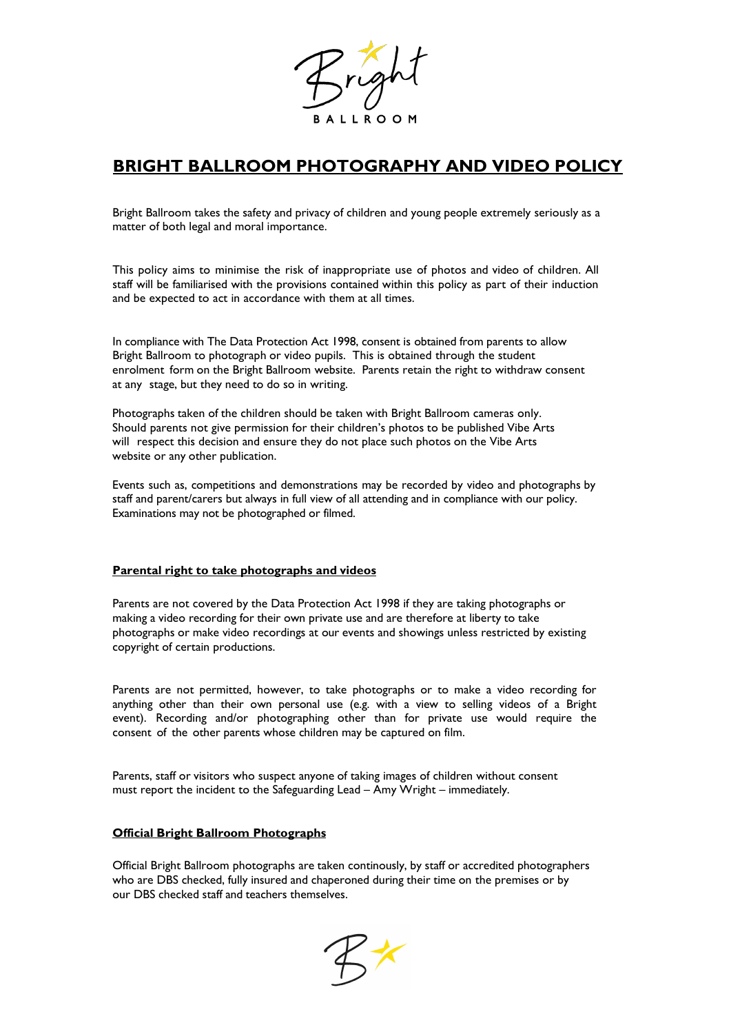# BRIGHT BALLROOM PHOTOGRAPHY AND VIDEO POLICY

Bright Ballroom takes the safety and privacy of children and young people extremely seriously as a matter of both legal and moral importance.

This policy aims to minimise the risk of inappropriate use of photos and video of children. All staff will be familiarised with the provisions contained within this policy as part of their induction and be expected to act in accordance with them at all times.

In compliance with The Data Protection Act 1998, consent is obtained from parents to allow Bright Ballroom to photograph or video pupils. This is obtained through the student enrolment form on the Bright Ballroom website. Parents retain the right to withdraw consent at any stage, but they need to do so in writing.

Photographs taken of the children should be taken with Bright Ballroom cameras only. Should parents not give permission for their children's photos to be published Vibe Arts will respect this decision and ensure they do not place such photos on the Vibe Arts website or any other publication.

Events such as, competitions and demonstrations may be recorded by video and photographs by staff and parent/carers but always in full view of all attending and in compliance with our policy. Examinations may not be photographed or filmed.

## Parental right to take photographs and videos

Parents are not covered by the Data Protection Act 1998 if they are taking photographs or making a video recording for their own private use and are therefore at liberty to take photographs or make video recordings at our events and showings unless restricted by existing copyright of certain productions.

Parents are not permitted, however, to take photographs or to make a video recording for anything other than their own personal use (e.g. with a view to selling videos of a Bright event). Recording and/or photographing other than for private use would require the consent of the other parents whose children may be captured on film.

Parents, staff or visitors who suspect anyone of taking images of children without consent must report the incident to the Safeguarding Lead – Amy Wright – immediately.

## Official Bright Ballroom Photographs

Official Bright Ballroom photographs are taken continously, by staff or accredited photographers who are DBS checked, fully insured and chaperoned during their time on the premises or by our DBS checked staff and teachers themselves.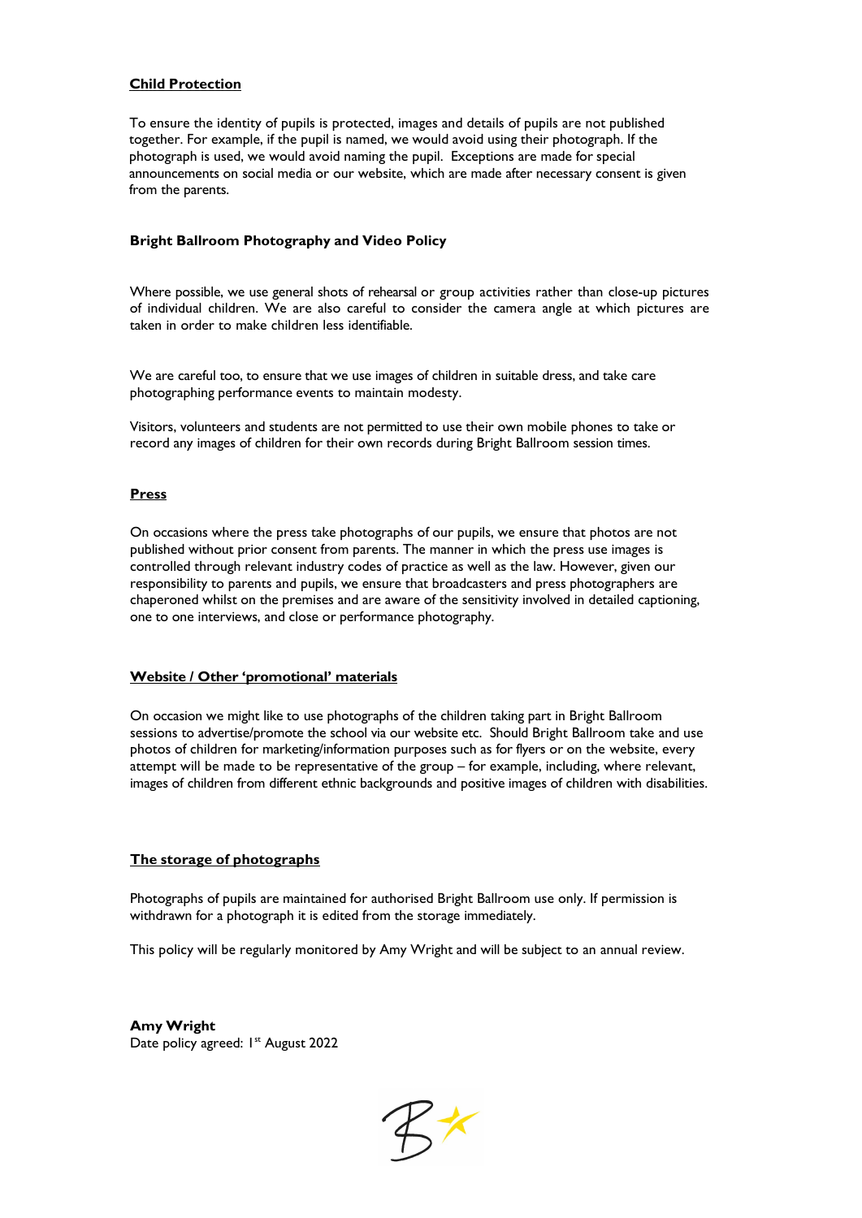**Child Protection**

To ensure the identity of pupils is protected, images and details of pupils are not published together. For example, if the pupil is named, we would avoid using their photograph. If the photograph is used, we would avoid naming the pupil. Exceptions are made for special announcements on social media or our website, which are made after necessary consent is given from the parents.

**Bright Ballroom Photography and Video Policy**

Where possible, we use general shots of rehearsal or group activities rather than close-up pictures of individual children. We are also careful to consider the camera angle at which pictures are taken in order to make children less identifiable.

We are careful too, to ensure that we use images of children in suitable dress, and take care photographing performance events to maintain modesty.

Visitors, volunteers and students are not permitted to use their own mobile phones to take or record any images of children for their own records during Bright Ballroom session times.

**Press**

On occasions where the press take photographs of our pupils, we ensure that photos are not published without prior consent from parents. The manner in which the press use images is controlled through relevant industry codes of practice as well as the law. However, given our responsibility to parents and pupils, we ensure that broadcasters and press photographers are chaperoned whilst on the premises and are aware of the sensitivity involved in detailed captioning, one to one interviews, and close or performance photography.

**Website / Other 'promotional' materials**

On occasion we might like to use photographs of the children taking part in Bright Ballroom sessions to advertise/promote the school via our website etc. Should Bright Ballroom take and use photos of children for marketing/information purposes such as for flyers or on the website, every attempt will be made to be representative of the group – for example, including, where relevant, images of children from different ethnic backgrounds and positive images of children with disabilities.

**The storage of photographs**

Photographs of pupils are maintained for authorised Bright Ballroom use only. If permission is withdrawn for a photograph it is edited from the storage immediately.

This policy will be regularly monitored by Amy Wright and will be subject to an annual review.

**Amy Wright**
Date policy agreed: 1st August 2022